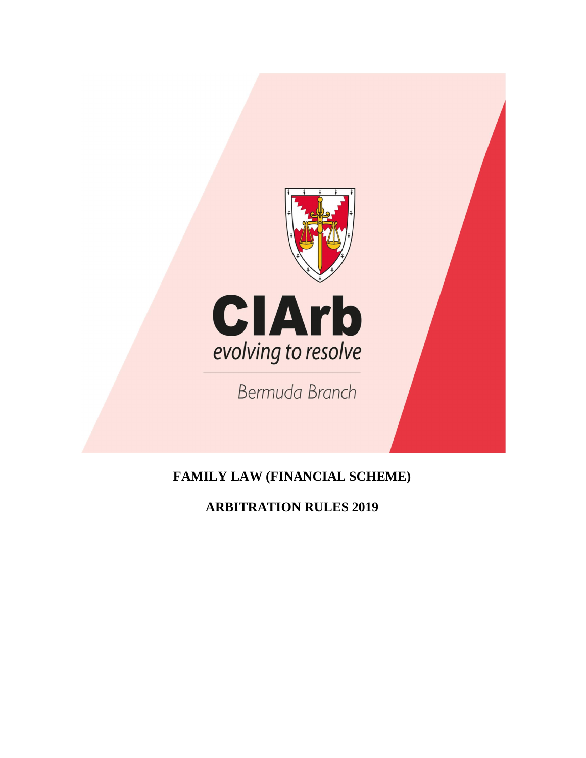CIArb

*evolving to resolve*

Bermuda Branch

# FAMILY LAW (FINANCIAL SCHEME)

# ARBITRATION RULES 2019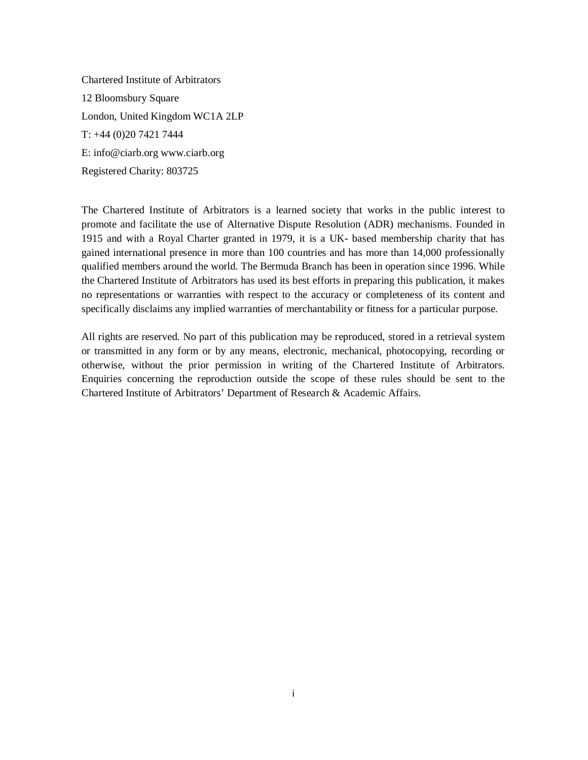Chartered Institute of Arbitrators

12 Bloomsbury Square

London, United Kingdom WC1A 2LP

T: +44 (0)20 7421 7444

E: info@ciarb.org www.ciarb.org

Registered Charity: 803725

The Chartered Institute of Arbitrators is a learned society that works in the public interest to promote and facilitate the use of Alternative Dispute Resolution (ADR) mechanisms. Founded in 1915 and with a Royal Charter granted in 1979, it is a UK- based membership charity that has gained international presence in more than 100 countries and has more than 14,000 professionally qualified members around the world. The Bermuda Branch has been in operation since 1996. While the Chartered Institute of Arbitrators has used its best efforts in preparing this publication, it makes no representations or warranties with respect to the accuracy or completeness of its content and specifically disclaims any implied warranties of merchantability or fitness for a particular purpose.

All rights are reserved. No part of this publication may be reproduced, stored in a retrieval system or transmitted in any form or by any means, electronic, mechanical, photocopying, recording or otherwise, without the prior permission in writing of the Chartered Institute of Arbitrators. Enquiries concerning the reproduction outside the scope of these rules should be sent to the Chartered Institute of Arbitrators' Department of Research & Academic Affairs.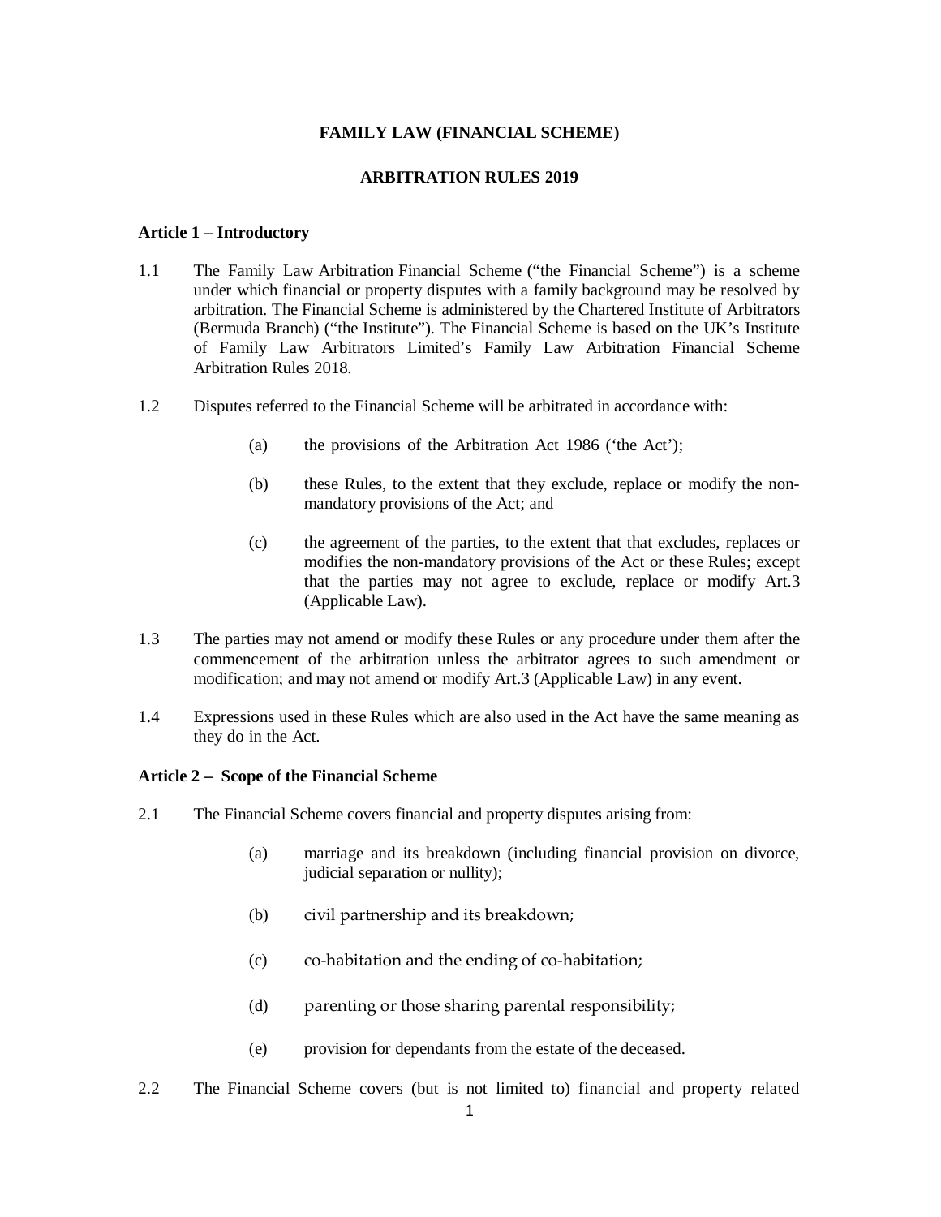**FAMILY LAW (FINANCIAL SCHEME)**

**ARBITRATION RULES 2019**

**Article 1 – Introductory**

1.1 The Family Law Arbitration Financial Scheme ("the Financial Scheme") is a scheme under which financial or property disputes with a family background may be resolved by arbitration. The Financial Scheme is administered by the Chartered Institute of Arbitrators (Bermuda Branch) ("the Institute"). The Financial Scheme is based on the UK's Institute of Family Law Arbitrators Limited's Family Law Arbitration Financial Scheme Arbitration Rules 2018.

1.2 Disputes referred to the Financial Scheme will be arbitrated in accordance with:

(a) the provisions of the Arbitration Act 1986 ('the Act');

(b) these Rules, to the extent that they exclude, replace or modify the non-mandatory provisions of the Act; and

(c) the agreement of the parties, to the extent that that excludes, replaces or modifies the non-mandatory provisions of the Act or these Rules; except that the parties may not agree to exclude, replace or modify Art.3 (Applicable Law).

1.3 The parties may not amend or modify these Rules or any procedure under them after the commencement of the arbitration unless the arbitrator agrees to such amendment or modification; and may not amend or modify Art.3 (Applicable Law) in any event.

1.4 Expressions used in these Rules which are also used in the Act have the same meaning as they do in the Act.

**Article 2 – Scope of the Financial Scheme**

2.1 The Financial Scheme covers financial and property disputes arising from:

(a) marriage and its breakdown (including financial provision on divorce, judicial separation or nullity);

(b) civil partnership and its breakdown;

(c) co-habitation and the ending of co-habitation;

(d) parenting or those sharing parental responsibility;

(e) provision for dependants from the estate of the deceased.

2.2 The Financial Scheme covers (but is not limited to) financial and property related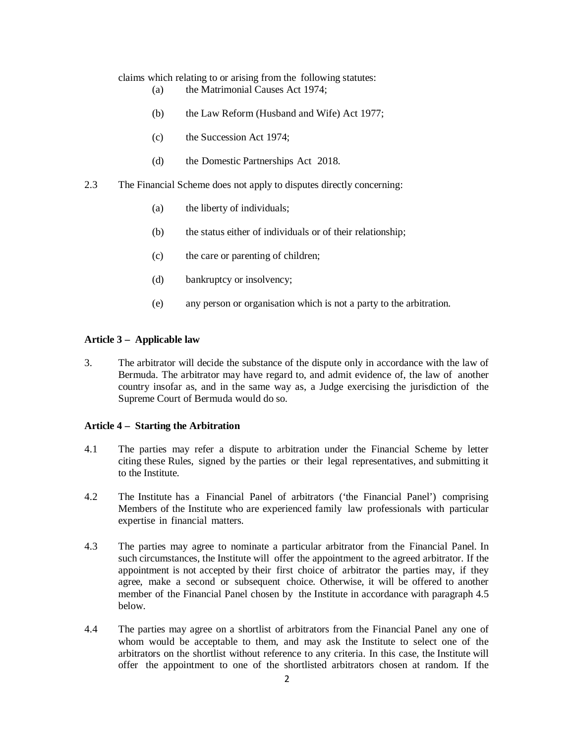claims which relating to or arising from the following statutes:

(a) the Matrimonial Causes Act 1974;

(b) the Law Reform (Husband and Wife) Act 1977;

(c) the Succession Act 1974;

(d) the Domestic Partnerships Act 2018.

2.3 The Financial Scheme does not apply to disputes directly concerning:

(a) the liberty of individuals;

(b) the status either of individuals or of their relationship;

(c) the care or parenting of children;

(d) bankruptcy or insolvency;

(e) any person or organisation which is not a party to the arbitration.

**Article 3 – Applicable law**

3. The arbitrator will decide the substance of the dispute only in accordance with the law of Bermuda. The arbitrator may have regard to, and admit evidence of, the law of another country insofar as, and in the same way as, a Judge exercising the jurisdiction of the Supreme Court of Bermuda would do so.

**Article 4 – Starting the Arbitration**

4.1 The parties may refer a dispute to arbitration under the Financial Scheme by letter citing these Rules, signed by the parties or their legal representatives, and submitting it to the Institute.

4.2 The Institute has a Financial Panel of arbitrators ('the Financial Panel') comprising Members of the Institute who are experienced family law professionals with particular expertise in financial matters.

4.3 The parties may agree to nominate a particular arbitrator from the Financial Panel. In such circumstances, the Institute will offer the appointment to the agreed arbitrator. If the appointment is not accepted by their first choice of arbitrator the parties may, if they agree, make a second or subsequent choice. Otherwise, it will be offered to another member of the Financial Panel chosen by the Institute in accordance with paragraph 4.5 below.

4.4 The parties may agree on a shortlist of arbitrators from the Financial Panel any one of whom would be acceptable to them, and may ask the Institute to select one of the arbitrators on the shortlist without reference to any criteria. In this case, the Institute will offer the appointment to one of the shortlisted arbitrators chosen at random. If the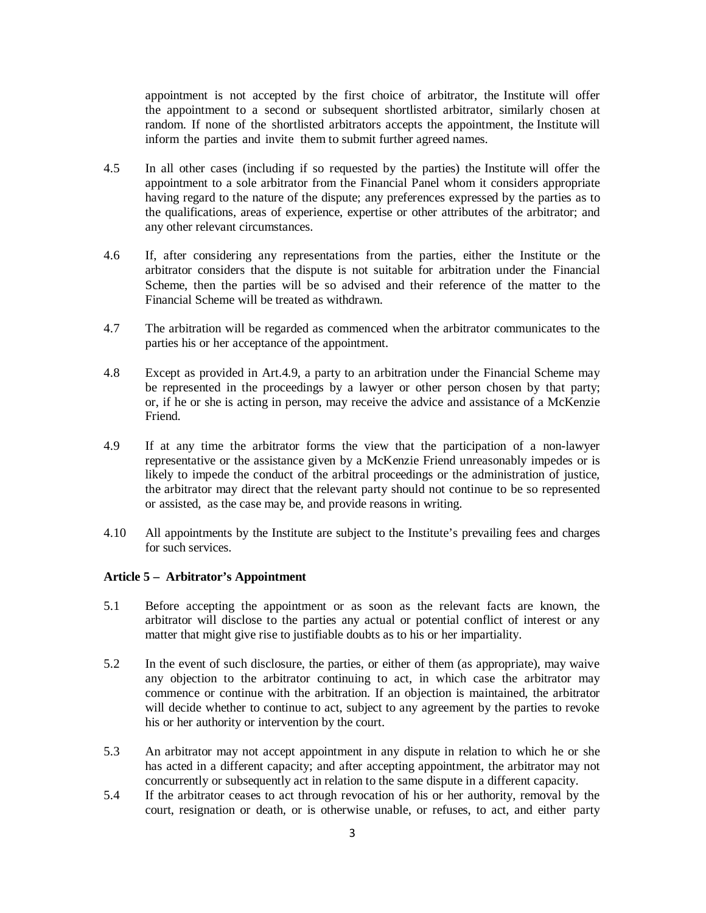appointment is not accepted by the first choice of arbitrator, the Institute will offer the appointment to a second or subsequent shortlisted arbitrator, similarly chosen at random. If none of the shortlisted arbitrators accepts the appointment, the Institute will inform the parties and invite them to submit further agreed names.

4.5 In all other cases (including if so requested by the parties) the Institute will offer the appointment to a sole arbitrator from the Financial Panel whom it considers appropriate having regard to the nature of the dispute; any preferences expressed by the parties as to the qualifications, areas of experience, expertise or other attributes of the arbitrator; and any other relevant circumstances.

4.6 If, after considering any representations from the parties, either the Institute or the arbitrator considers that the dispute is not suitable for arbitration under the Financial Scheme, then the parties will be so advised and their reference of the matter to the Financial Scheme will be treated as withdrawn.

4.7 The arbitration will be regarded as commenced when the arbitrator communicates to the parties his or her acceptance of the appointment.

4.8 Except as provided in Art.4.9, a party to an arbitration under the Financial Scheme may be represented in the proceedings by a lawyer or other person chosen by that party; or, if he or she is acting in person, may receive the advice and assistance of a McKenzie Friend.

4.9 If at any time the arbitrator forms the view that the participation of a non-lawyer representative or the assistance given by a McKenzie Friend unreasonably impedes or is likely to impede the conduct of the arbitral proceedings or the administration of justice, the arbitrator may direct that the relevant party should not continue to be so represented or assisted, as the case may be, and provide reasons in writing.

4.10 All appointments by the Institute are subject to the Institute's prevailing fees and charges for such services.

**Article 5 – Arbitrator's Appointment**

5.1 Before accepting the appointment or as soon as the relevant facts are known, the arbitrator will disclose to the parties any actual or potential conflict of interest or any matter that might give rise to justifiable doubts as to his or her impartiality.

5.2 In the event of such disclosure, the parties, or either of them (as appropriate), may waive any objection to the arbitrator continuing to act, in which case the arbitrator may commence or continue with the arbitration. If an objection is maintained, the arbitrator will decide whether to continue to act, subject to any agreement by the parties to revoke his or her authority or intervention by the court.

5.3 An arbitrator may not accept appointment in any dispute in relation to which he or she has acted in a different capacity; and after accepting appointment, the arbitrator may not concurrently or subsequently act in relation to the same dispute in a different capacity.

5.4 If the arbitrator ceases to act through revocation of his or her authority, removal by the court, resignation or death, or is otherwise unable, or refuses, to act, and either party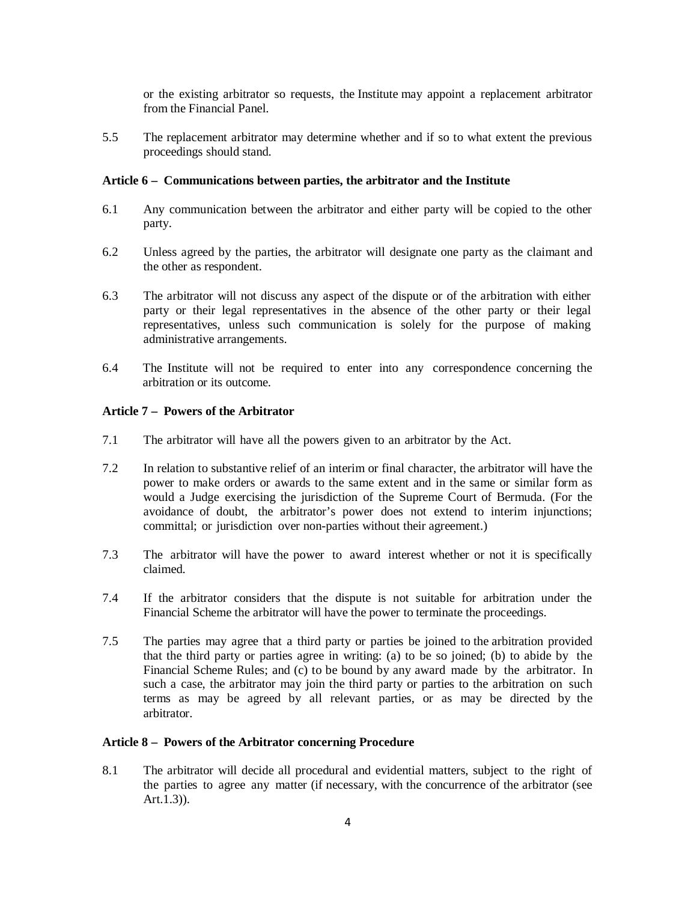or the existing arbitrator so requests, the Institute may appoint a replacement arbitrator from the Financial Panel.

5.5 The replacement arbitrator may determine whether and if so to what extent the previous proceedings should stand.

**Article 6 – Communications between parties, the arbitrator and the Institute**

6.1 Any communication between the arbitrator and either party will be copied to the other party.

6.2 Unless agreed by the parties, the arbitrator will designate one party as the claimant and the other as respondent.

6.3 The arbitrator will not discuss any aspect of the dispute or of the arbitration with either party or their legal representatives in the absence of the other party or their legal representatives, unless such communication is solely for the purpose of making administrative arrangements.

6.4 The Institute will not be required to enter into any correspondence concerning the arbitration or its outcome.

**Article 7 – Powers of the Arbitrator**

7.1 The arbitrator will have all the powers given to an arbitrator by the Act.

7.2 In relation to substantive relief of an interim or final character, the arbitrator will have the power to make orders or awards to the same extent and in the same or similar form as would a Judge exercising the jurisdiction of the Supreme Court of Bermuda. (For the avoidance of doubt, the arbitrator's power does not extend to interim injunctions; committal; or jurisdiction over non-parties without their agreement.)

7.3 The arbitrator will have the power to award interest whether or not it is specifically claimed.

7.4 If the arbitrator considers that the dispute is not suitable for arbitration under the Financial Scheme the arbitrator will have the power to terminate the proceedings.

7.5 The parties may agree that a third party or parties be joined to the arbitration provided that the third party or parties agree in writing: (a) to be so joined; (b) to abide by the Financial Scheme Rules; and (c) to be bound by any award made by the arbitrator. In such a case, the arbitrator may join the third party or parties to the arbitration on such terms as may be agreed by all relevant parties, or as may be directed by the arbitrator.

**Article 8 – Powers of the Arbitrator concerning Procedure**

8.1 The arbitrator will decide all procedural and evidential matters, subject to the right of the parties to agree any matter (if necessary, with the concurrence of the arbitrator (see Art.1.3)).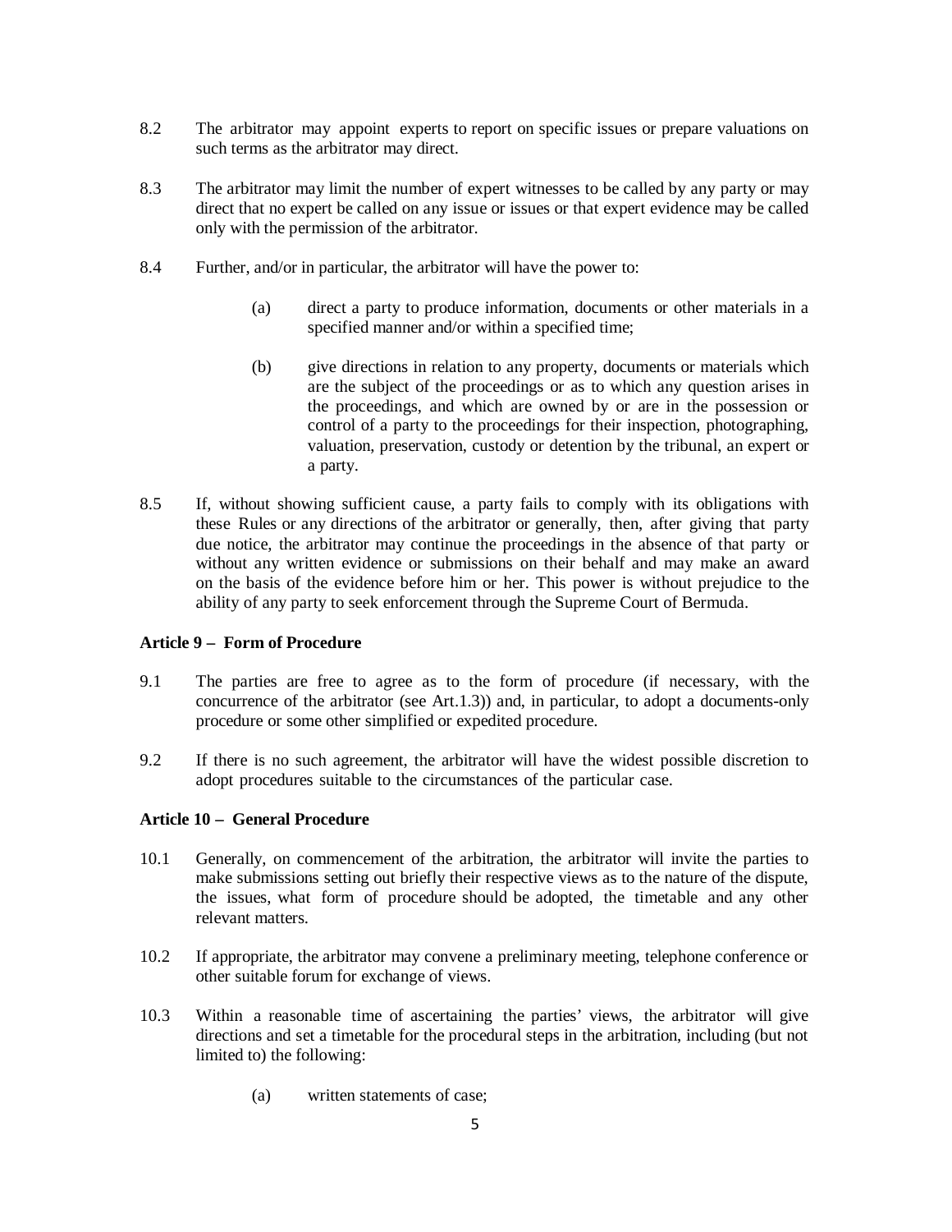8.2 The arbitrator may appoint experts to report on specific issues or prepare valuations on such terms as the arbitrator may direct.

8.3 The arbitrator may limit the number of expert witnesses to be called by any party or may direct that no expert be called on any issue or issues or that expert evidence may be called only with the permission of the arbitrator.

8.4 Further, and/or in particular, the arbitrator will have the power to:

> (a) direct a party to produce information, documents or other materials in a specified manner and/or within a specified time;
>
> (b) give directions in relation to any property, documents or materials which are the subject of the proceedings or as to which any question arises in the proceedings, and which are owned by or are in the possession or control of a party to the proceedings for their inspection, photographing, valuation, preservation, custody or detention by the tribunal, an expert or a party.

8.5 If, without showing sufficient cause, a party fails to comply with its obligations with these Rules or any directions of the arbitrator or generally, then, after giving that party due notice, the arbitrator may continue the proceedings in the absence of that party or without any written evidence or submissions on their behalf and may make an award on the basis of the evidence before him or her. This power is without prejudice to the ability of any party to seek enforcement through the Supreme Court of Bermuda.

**Article 9 – Form of Procedure**

9.1 The parties are free to agree as to the form of procedure (if necessary, with the concurrence of the arbitrator (see Art.1.3)) and, in particular, to adopt a documents-only procedure or some other simplified or expedited procedure.

9.2 If there is no such agreement, the arbitrator will have the widest possible discretion to adopt procedures suitable to the circumstances of the particular case.

**Article 10 – General Procedure**

10.1 Generally, on commencement of the arbitration, the arbitrator will invite the parties to make submissions setting out briefly their respective views as to the nature of the dispute, the issues, what form of procedure should be adopted, the timetable and any other relevant matters.

10.2 If appropriate, the arbitrator may convene a preliminary meeting, telephone conference or other suitable forum for exchange of views.

10.3 Within a reasonable time of ascertaining the parties' views, the arbitrator will give directions and set a timetable for the procedural steps in the arbitration, including (but not limited to) the following:

> (a) written statements of case;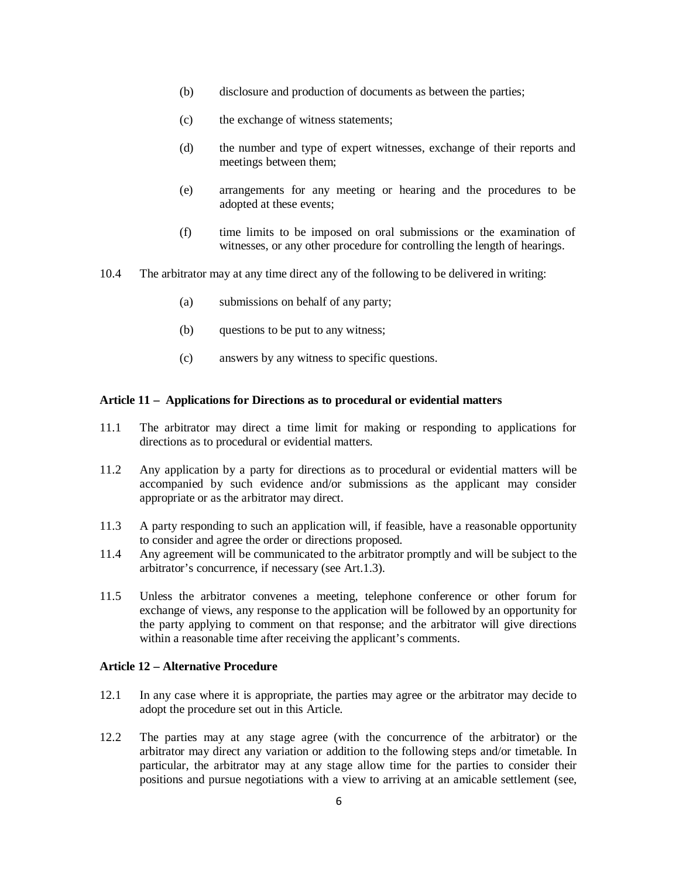(b) disclosure and production of documents as between the parties;

(c) the exchange of witness statements;

(d) the number and type of expert witnesses, exchange of their reports and meetings between them;

(e) arrangements for any meeting or hearing and the procedures to be adopted at these events;

(f) time limits to be imposed on oral submissions or the examination of witnesses, or any other procedure for controlling the length of hearings.

10.4 The arbitrator may at any time direct any of the following to be delivered in writing:

(a) submissions on behalf of any party;

(b) questions to be put to any witness;

(c) answers by any witness to specific questions.

**Article 11 – Applications for Directions as to procedural or evidential matters**

11.1 The arbitrator may direct a time limit for making or responding to applications for directions as to procedural or evidential matters.

11.2 Any application by a party for directions as to procedural or evidential matters will be accompanied by such evidence and/or submissions as the applicant may consider appropriate or as the arbitrator may direct.

11.3 A party responding to such an application will, if feasible, have a reasonable opportunity to consider and agree the order or directions proposed.

11.4 Any agreement will be communicated to the arbitrator promptly and will be subject to the arbitrator's concurrence, if necessary (see Art.1.3).

11.5 Unless the arbitrator convenes a meeting, telephone conference or other forum for exchange of views, any response to the application will be followed by an opportunity for the party applying to comment on that response; and the arbitrator will give directions within a reasonable time after receiving the applicant's comments.

**Article 12 – Alternative Procedure**

12.1 In any case where it is appropriate, the parties may agree or the arbitrator may decide to adopt the procedure set out in this Article.

12.2 The parties may at any stage agree (with the concurrence of the arbitrator) or the arbitrator may direct any variation or addition to the following steps and/or timetable. In particular, the arbitrator may at any stage allow time for the parties to consider their positions and pursue negotiations with a view to arriving at an amicable settlement (see,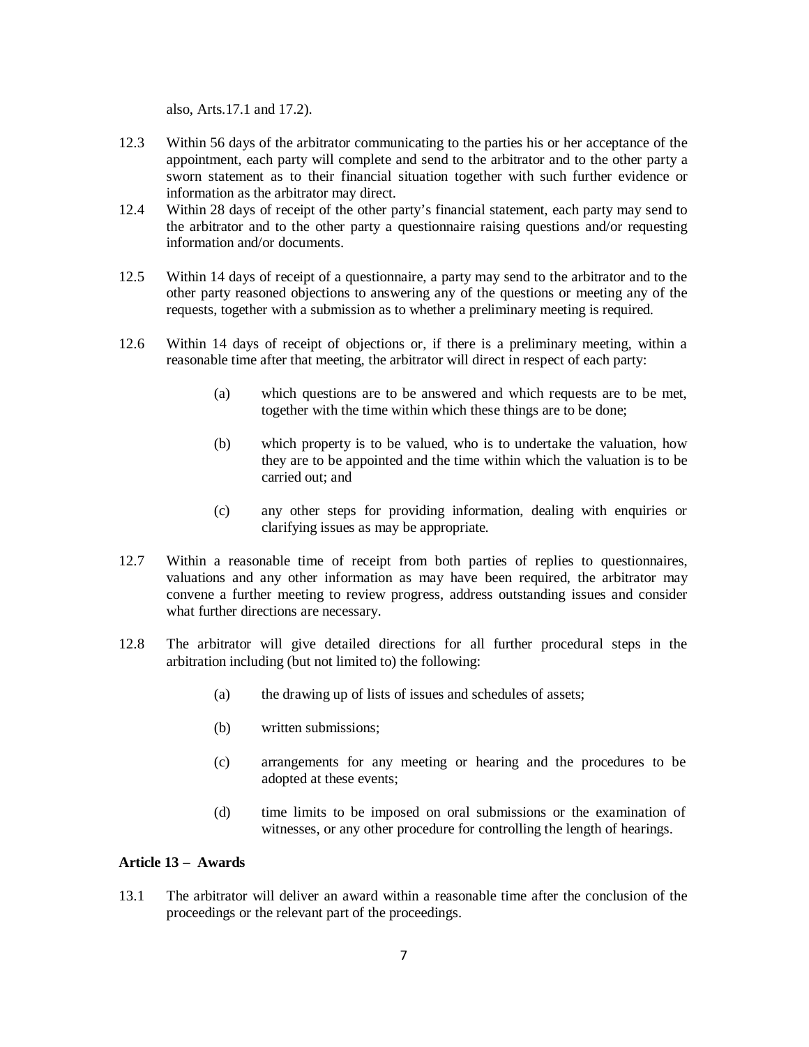also, Arts.17.1 and 17.2).

12.3 Within 56 days of the arbitrator communicating to the parties his or her acceptance of the appointment, each party will complete and send to the arbitrator and to the other party a sworn statement as to their financial situation together with such further evidence or information as the arbitrator may direct.

12.4 Within 28 days of receipt of the other party's financial statement, each party may send to the arbitrator and to the other party a questionnaire raising questions and/or requesting information and/or documents.

12.5 Within 14 days of receipt of a questionnaire, a party may send to the arbitrator and to the other party reasoned objections to answering any of the questions or meeting any of the requests, together with a submission as to whether a preliminary meeting is required.

12.6 Within 14 days of receipt of objections or, if there is a preliminary meeting, within a reasonable time after that meeting, the arbitrator will direct in respect of each party:

> (a) which questions are to be answered and which requests are to be met, together with the time within which these things are to be done;
>
> (b) which property is to be valued, who is to undertake the valuation, how they are to be appointed and the time within which the valuation is to be carried out; and
>
> (c) any other steps for providing information, dealing with enquiries or clarifying issues as may be appropriate.

12.7 Within a reasonable time of receipt from both parties of replies to questionnaires, valuations and any other information as may have been required, the arbitrator may convene a further meeting to review progress, address outstanding issues and consider what further directions are necessary.

12.8 The arbitrator will give detailed directions for all further procedural steps in the arbitration including (but not limited to) the following:

> (a) the drawing up of lists of issues and schedules of assets;
>
> (b) written submissions;
>
> (c) arrangements for any meeting or hearing and the procedures to be adopted at these events;
>
> (d) time limits to be imposed on oral submissions or the examination of witnesses, or any other procedure for controlling the length of hearings.

**Article 13 – Awards**

13.1 The arbitrator will deliver an award within a reasonable time after the conclusion of the proceedings or the relevant part of the proceedings.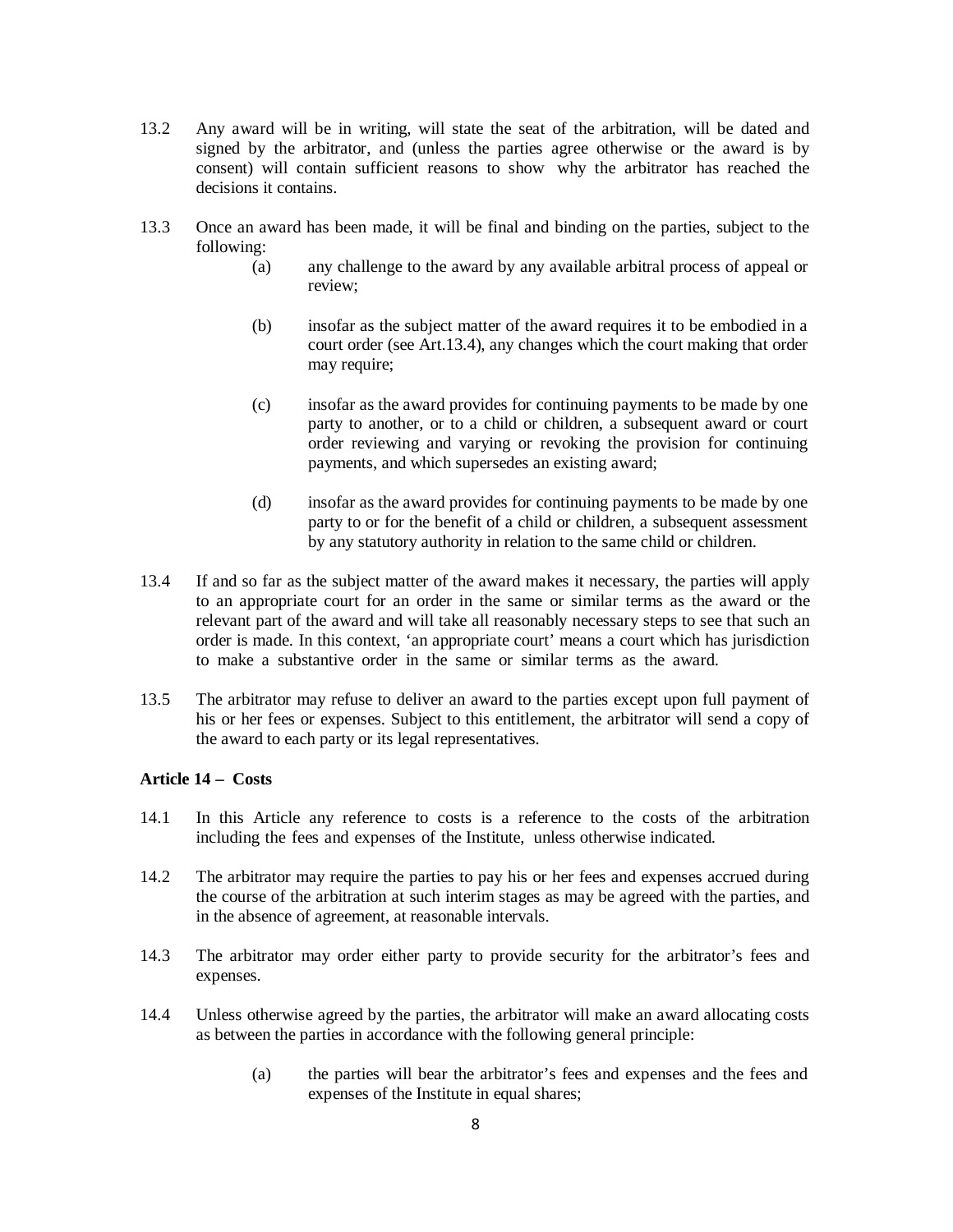13.2 Any award will be in writing, will state the seat of the arbitration, will be dated and signed by the arbitrator, and (unless the parties agree otherwise or the award is by consent) will contain sufficient reasons to show why the arbitrator has reached the decisions it contains.

13.3 Once an award has been made, it will be final and binding on the parties, subject to the following:

(a) any challenge to the award by any available arbitral process of appeal or review;

(b) insofar as the subject matter of the award requires it to be embodied in a court order (see Art.13.4), any changes which the court making that order may require;

(c) insofar as the award provides for continuing payments to be made by one party to another, or to a child or children, a subsequent award or court order reviewing and varying or revoking the provision for continuing payments, and which supersedes an existing award;

(d) insofar as the award provides for continuing payments to be made by one party to or for the benefit of a child or children, a subsequent assessment by any statutory authority in relation to the same child or children.

13.4 If and so far as the subject matter of the award makes it necessary, the parties will apply to an appropriate court for an order in the same or similar terms as the award or the relevant part of the award and will take all reasonably necessary steps to see that such an order is made. In this context, 'an appropriate court' means a court which has jurisdiction to make a substantive order in the same or similar terms as the award.

13.5 The arbitrator may refuse to deliver an award to the parties except upon full payment of his or her fees or expenses. Subject to this entitlement, the arbitrator will send a copy of the award to each party or its legal representatives.

**Article 14 – Costs**

14.1 In this Article any reference to costs is a reference to the costs of the arbitration including the fees and expenses of the Institute, unless otherwise indicated.

14.2 The arbitrator may require the parties to pay his or her fees and expenses accrued during the course of the arbitration at such interim stages as may be agreed with the parties, and in the absence of agreement, at reasonable intervals.

14.3 The arbitrator may order either party to provide security for the arbitrator's fees and expenses.

14.4 Unless otherwise agreed by the parties, the arbitrator will make an award allocating costs as between the parties in accordance with the following general principle:

(a) the parties will bear the arbitrator's fees and expenses and the fees and expenses of the Institute in equal shares;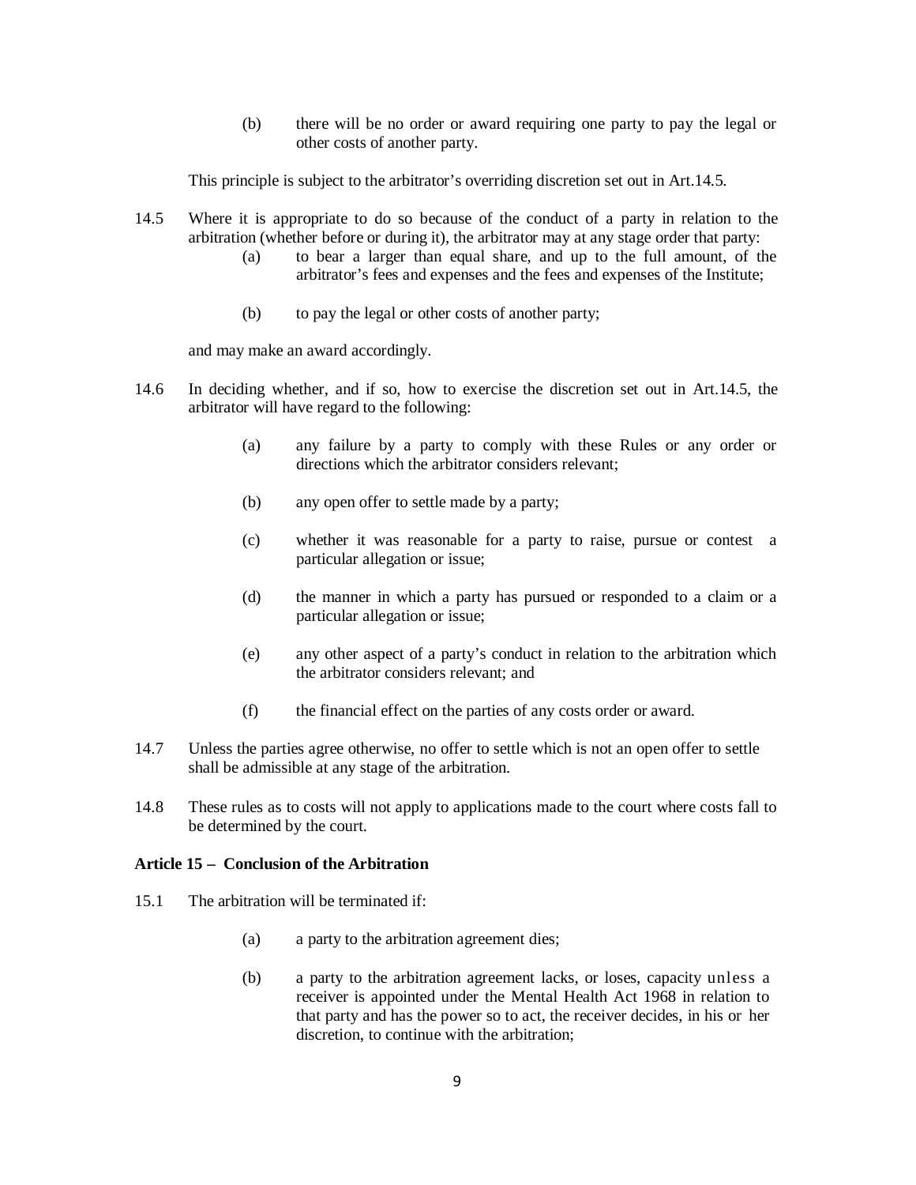(b) there will be no order or award requiring one party to pay the legal or other costs of another party.

This principle is subject to the arbitrator's overriding discretion set out in Art.14.5.

14.5 Where it is appropriate to do so because of the conduct of a party in relation to the arbitration (whether before or during it), the arbitrator may at any stage order that party:

(a) to bear a larger than equal share, and up to the full amount, of the arbitrator's fees and expenses and the fees and expenses of the Institute;

(b) to pay the legal or other costs of another party;

and may make an award accordingly.

14.6 In deciding whether, and if so, how to exercise the discretion set out in Art.14.5, the arbitrator will have regard to the following:

(a) any failure by a party to comply with these Rules or any order or directions which the arbitrator considers relevant;

(b) any open offer to settle made by a party;

(c) whether it was reasonable for a party to raise, pursue or contest a particular allegation or issue;

(d) the manner in which a party has pursued or responded to a claim or a particular allegation or issue;

(e) any other aspect of a party's conduct in relation to the arbitration which the arbitrator considers relevant; and

(f) the financial effect on the parties of any costs order or award.

14.7 Unless the parties agree otherwise, no offer to settle which is not an open offer to settle shall be admissible at any stage of the arbitration.

14.8 These rules as to costs will not apply to applications made to the court where costs fall to be determined by the court.

**Article 15 – Conclusion of the Arbitration**

15.1 The arbitration will be terminated if:

(a) a party to the arbitration agreement dies;

(b) a party to the arbitration agreement lacks, or loses, capacity unless a receiver is appointed under the Mental Health Act 1968 in relation to that party and has the power so to act, the receiver decides, in his or her discretion, to continue with the arbitration;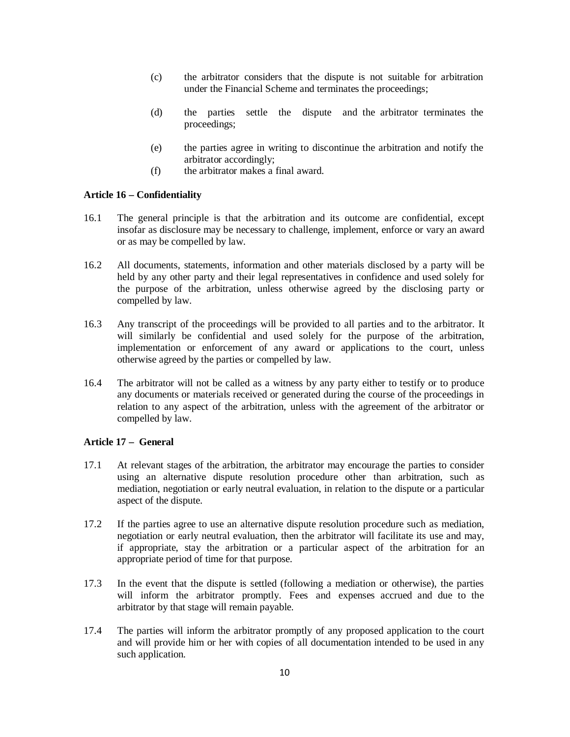(c) the arbitrator considers that the dispute is not suitable for arbitration under the Financial Scheme and terminates the proceedings;

(d) the parties settle the dispute and the arbitrator terminates the proceedings;

(e) the parties agree in writing to discontinue the arbitration and notify the arbitrator accordingly;

(f) the arbitrator makes a final award.

### Article 16 – Confidentiality

16.1 The general principle is that the arbitration and its outcome are confidential, except insofar as disclosure may be necessary to challenge, implement, enforce or vary an award or as may be compelled by law.

16.2 All documents, statements, information and other materials disclosed by a party will be held by any other party and their legal representatives in confidence and used solely for the purpose of the arbitration, unless otherwise agreed by the disclosing party or compelled by law.

16.3 Any transcript of the proceedings will be provided to all parties and to the arbitrator. It will similarly be confidential and used solely for the purpose of the arbitration, implementation or enforcement of any award or applications to the court, unless otherwise agreed by the parties or compelled by law.

16.4 The arbitrator will not be called as a witness by any party either to testify or to produce any documents or materials received or generated during the course of the proceedings in relation to any aspect of the arbitration, unless with the agreement of the arbitrator or compelled by law.

### Article 17 – General

17.1 At relevant stages of the arbitration, the arbitrator may encourage the parties to consider using an alternative dispute resolution procedure other than arbitration, such as mediation, negotiation or early neutral evaluation, in relation to the dispute or a particular aspect of the dispute.

17.2 If the parties agree to use an alternative dispute resolution procedure such as mediation, negotiation or early neutral evaluation, then the arbitrator will facilitate its use and may, if appropriate, stay the arbitration or a particular aspect of the arbitration for an appropriate period of time for that purpose.

17.3 In the event that the dispute is settled (following a mediation or otherwise), the parties will inform the arbitrator promptly. Fees and expenses accrued and due to the arbitrator by that stage will remain payable.

17.4 The parties will inform the arbitrator promptly of any proposed application to the court and will provide him or her with copies of all documentation intended to be used in any such application.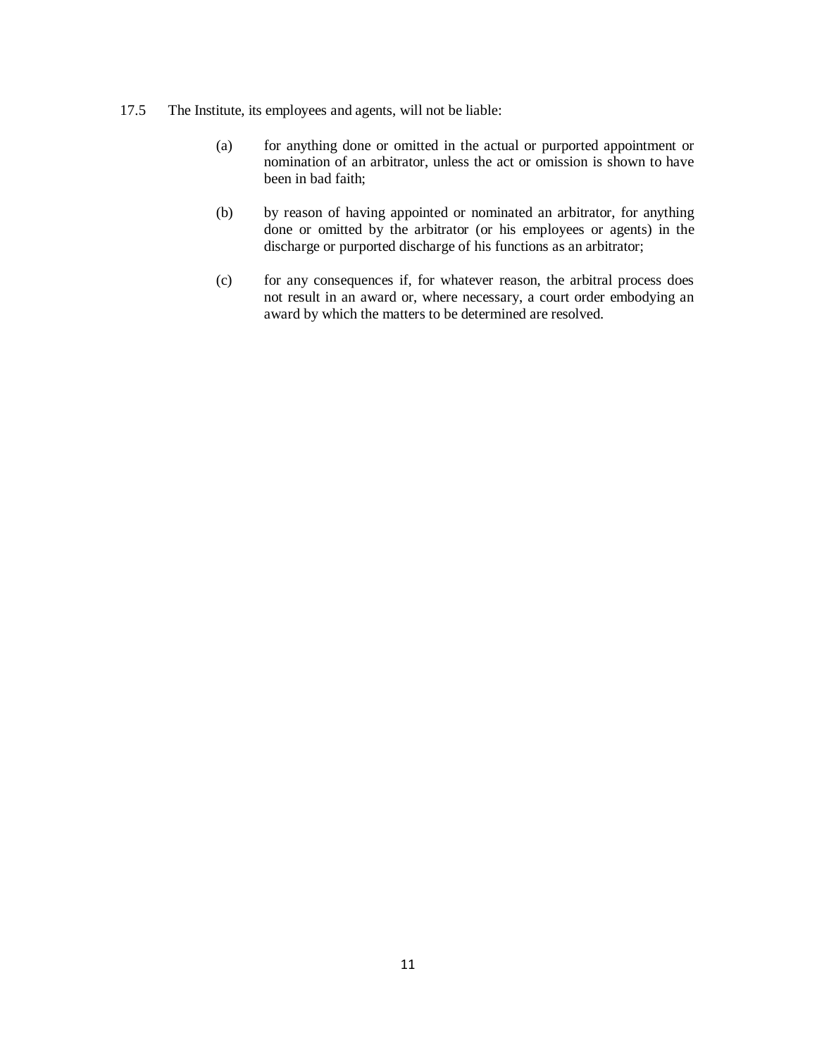17.5 The Institute, its employees and agents, will not be liable:

(a) for anything done or omitted in the actual or purported appointment or nomination of an arbitrator, unless the act or omission is shown to have been in bad faith;

(b) by reason of having appointed or nominated an arbitrator, for anything done or omitted by the arbitrator (or his employees or agents) in the discharge or purported discharge of his functions as an arbitrator;

(c) for any consequences if, for whatever reason, the arbitral process does not result in an award or, where necessary, a court order embodying an award by which the matters to be determined are resolved.